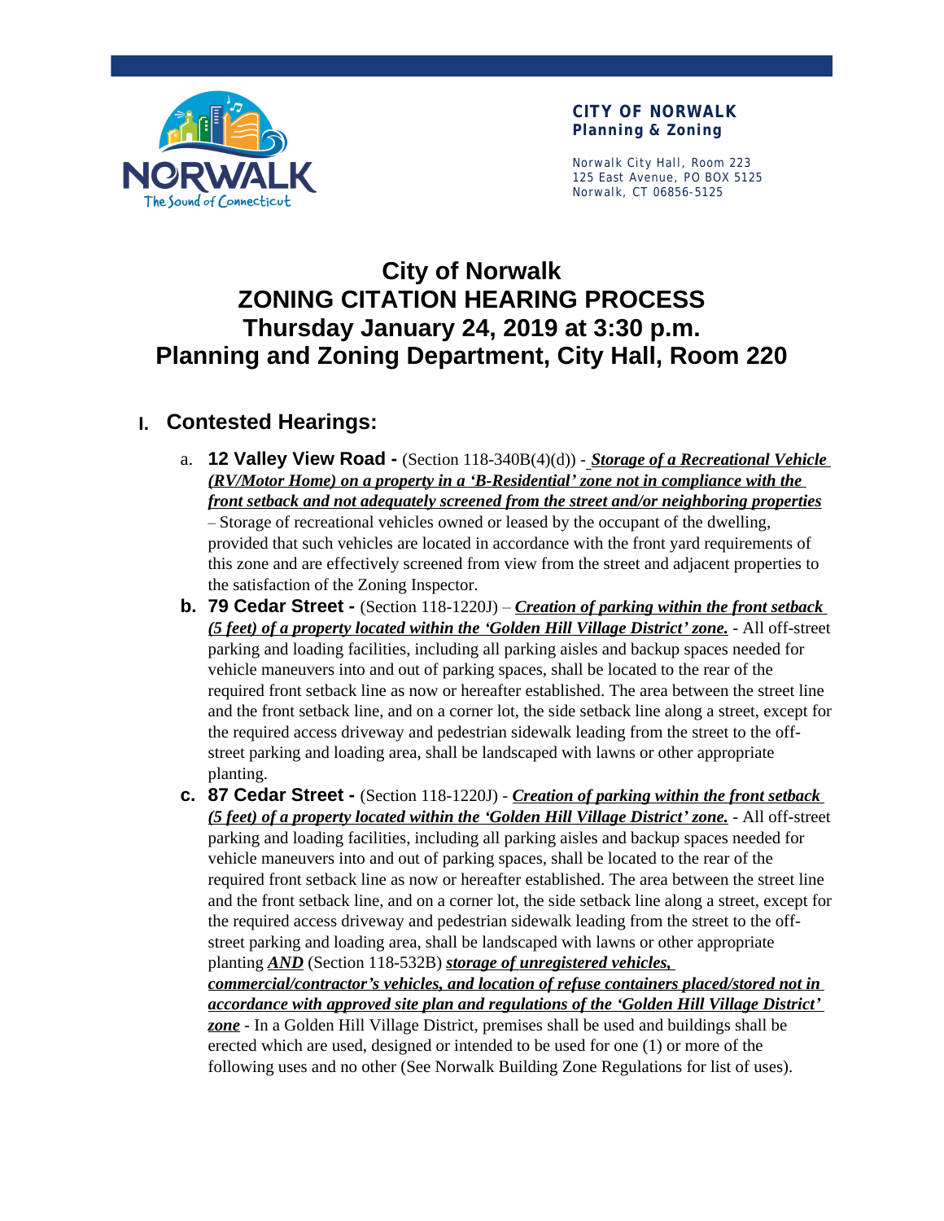**CITY OF NORWALK**
**Planning & Zoning**

Norwalk City Hall, Room 223
125 East Avenue, PO BOX 5125
Norwalk, CT 06856-5125

# City of Norwalk
# ZONING CITATION HEARING PROCESS
# Thursday January 24, 2019 at 3:30 p.m.
# Planning and Zoning Department, City Hall, Room 220

## I. Contested Hearings:

a. **12 Valley View Road -** (Section 118-340B(4)(d)) - ***Storage of a Recreational Vehicle (RV/Motor Home) on a property in a 'B-Residential' zone not in compliance with the front setback and not adequately screened from the street and/or neighboring properties*** – Storage of recreational vehicles owned or leased by the occupant of the dwelling, provided that such vehicles are located in accordance with the front yard requirements of this zone and are effectively screened from view from the street and adjacent properties to the satisfaction of the Zoning Inspector.

b. **79 Cedar Street -** (Section 118-1220J) – ***Creation of parking within the front setback (5 feet) of a property located within the 'Golden Hill Village District' zone.*** - All off-street parking and loading facilities, including all parking aisles and backup spaces needed for vehicle maneuvers into and out of parking spaces, shall be located to the rear of the required front setback line as now or hereafter established. The area between the street line and the front setback line, and on a corner lot, the side setback line along a street, except for the required access driveway and pedestrian sidewalk leading from the street to the off-street parking and loading area, shall be landscaped with lawns or other appropriate planting.

c. **87 Cedar Street -** (Section 118-1220J) - ***Creation of parking within the front setback (5 feet) of a property located within the 'Golden Hill Village District' zone.*** - All off-street parking and loading facilities, including all parking aisles and backup spaces needed for vehicle maneuvers into and out of parking spaces, shall be located to the rear of the required front setback line as now or hereafter established. The area between the street line and the front setback line, and on a corner lot, the side setback line along a street, except for the required access driveway and pedestrian sidewalk leading from the street to the off-street parking and loading area, shall be landscaped with lawns or other appropriate planting ***AND*** (Section 118-532B) ***storage of unregistered vehicles, commercial/contractor's vehicles, and location of refuse containers placed/stored not in accordance with approved site plan and regulations of the 'Golden Hill Village District' zone*** - In a Golden Hill Village District, premises shall be used and buildings shall be erected which are used, designed or intended to be used for one (1) or more of the following uses and no other (See Norwalk Building Zone Regulations for list of uses).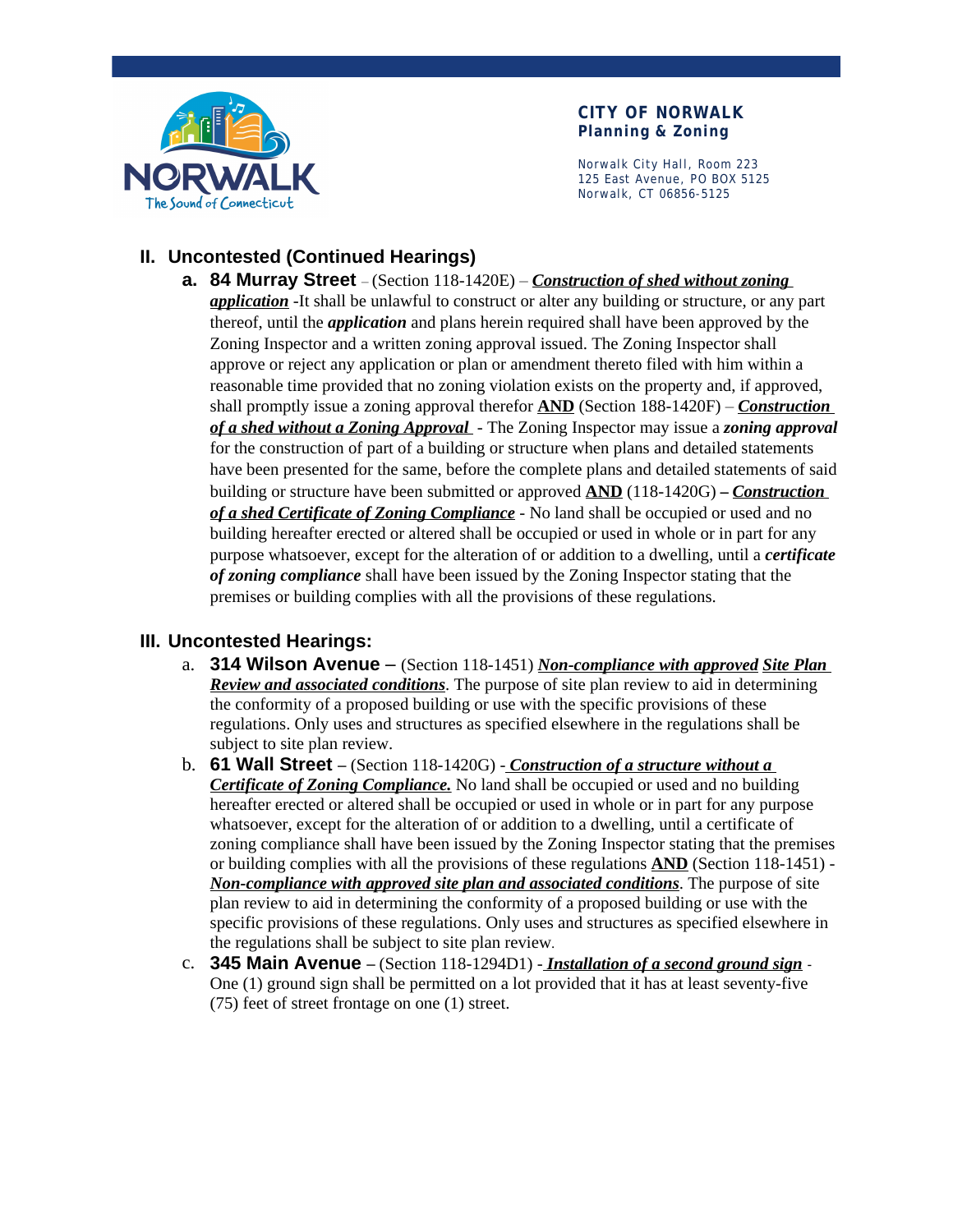**CITY OF NORWALK**
**Planning & Zoning**

Norwalk City Hall, Room 223
125 East Avenue, PO BOX 5125
Norwalk, CT 06856-5125

## II. Uncontested (Continued Hearings)

a. **84 Murray Street** – (Section 118-1420E) – ***Construction of shed without zoning application*** -It shall be unlawful to construct or alter any building or structure, or any part thereof, until the ***application*** and plans herein required shall have been approved by the Zoning Inspector and a written zoning approval issued. The Zoning Inspector shall approve or reject any application or plan or amendment thereto filed with him within a reasonable time provided that no zoning violation exists on the property and, if approved, shall promptly issue a zoning approval therefor **AND** (Section 188-1420F) – ***Construction of a shed without a Zoning Approval*** - The Zoning Inspector may issue a ***zoning approval*** for the construction of part of a building or structure when plans and detailed statements have been presented for the same, before the complete plans and detailed statements of said building or structure have been submitted or approved **AND** (118-1420G) **–** ***Construction of a shed Certificate of Zoning Compliance*** - No land shall be occupied or used and no building hereafter erected or altered shall be occupied or used in whole or in part for any purpose whatsoever, except for the alteration of or addition to a dwelling, until a ***certificate of zoning compliance*** shall have been issued by the Zoning Inspector stating that the premises or building complies with all the provisions of these regulations.

## III. Uncontested Hearings:

a. **314 Wilson Avenue –** (Section 118-1451) ***Non-compliance with approved Site Plan Review and associated conditions***. The purpose of site plan review to aid in determining the conformity of a proposed building or use with the specific provisions of these regulations. Only uses and structures as specified elsewhere in the regulations shall be subject to site plan review.

b. **61 Wall Street –** (Section 118-1420G) - ***Construction of a structure without a Certificate of Zoning Compliance.*** No land shall be occupied or used and no building hereafter erected or altered shall be occupied or used in whole or in part for any purpose whatsoever, except for the alteration of or addition to a dwelling, until a certificate of zoning compliance shall have been issued by the Zoning Inspector stating that the premises or building complies with all the provisions of these regulations **AND** (Section 118-1451) - ***Non-compliance with approved site plan and associated conditions***. The purpose of site plan review to aid in determining the conformity of a proposed building or use with the specific provisions of these regulations. Only uses and structures as specified elsewhere in the regulations shall be subject to site plan review.

c. **345 Main Avenue –** (Section 118-1294D1) - ***Installation of a second ground sign*** - One (1) ground sign shall be permitted on a lot provided that it has at least seventy-five (75) feet of street frontage on one (1) street.